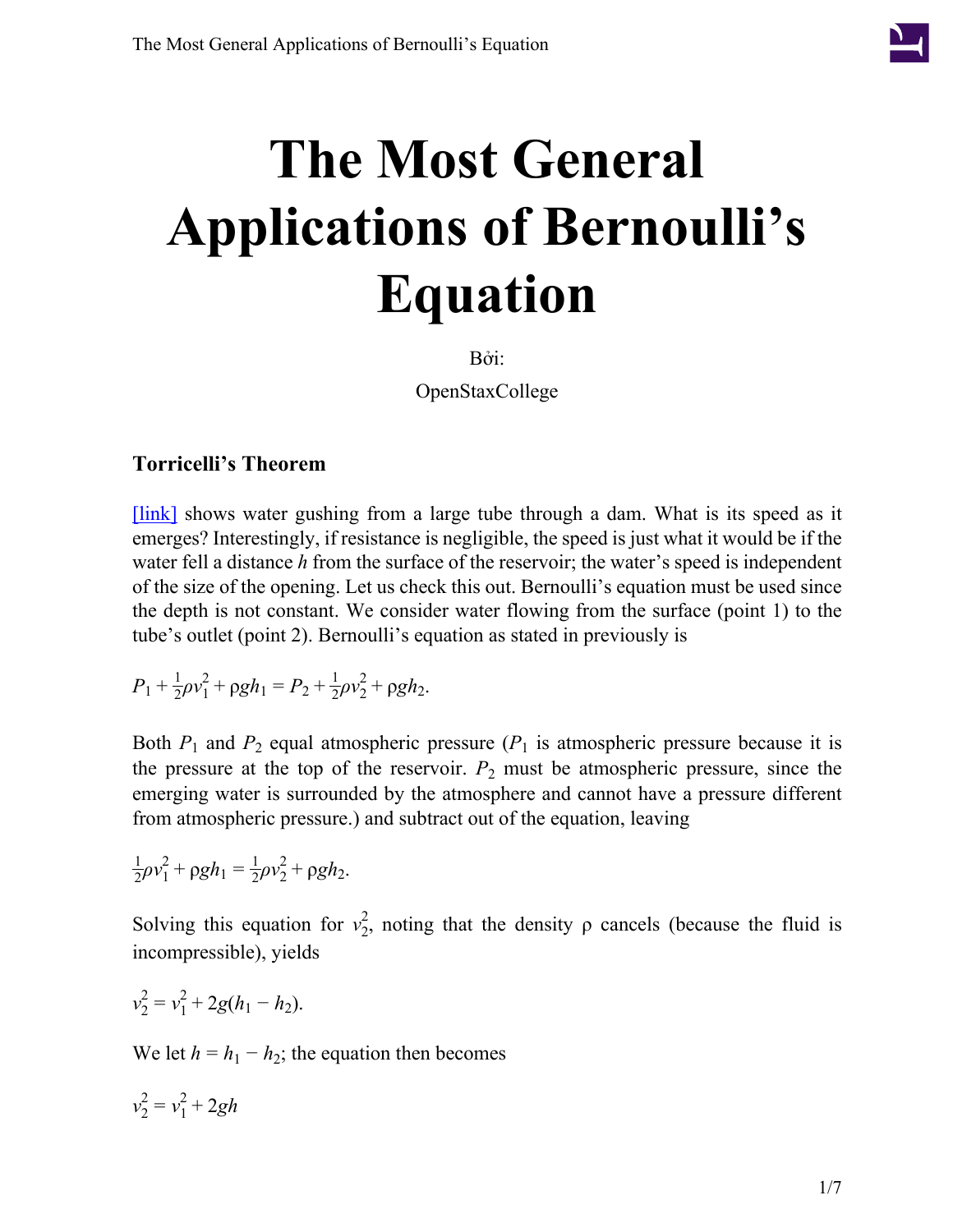# The Most General Applications of Bernoulli's Equation

Bởi:

OpenStaxCollege

### Torricelli's Theorem

[link] shows water gushing from a large tube through a dam. What is its speed as it emerges? Interestingly, if resistance is negligible, the speed is just what it would be if the water fell a distance $h$ from the surface of the reservoir; the water's speed is independent of the size of the opening. Let us check this out. Bernoulli's equation must be used since the depth is not constant. We consider water flowing from the surface (point 1) to the tube's outlet (point 2). Bernoulli's equation as stated in previously is

$$P_1 + \frac{1}{2}\rho v_1^2 + \rho g h_1 = P_2 + \frac{1}{2}\rho v_2^2 + \rho g h_2.$$

Both $P_1$ and $P_2$ equal atmospheric pressure ($P_1$ is atmospheric pressure because it is the pressure at the top of the reservoir. $P_2$ must be atmospheric pressure, since the emerging water is surrounded by the atmosphere and cannot have a pressure different from atmospheric pressure.) and subtract out of the equation, leaving

$$\frac{1}{2}\rho v_1^2 + \rho g h_1 = \frac{1}{2}\rho v_2^2 + \rho g h_2.$$

Solving this equation for $v_2^2$, noting that the density ρ cancels (because the fluid is incompressible), yields

$$v_2^2 = v_1^2 + 2g(h_1 - h_2).$$

We let $h = h_1 - h_2$; the equation then becomes

$$v_2^2 = v_1^2 + 2gh$$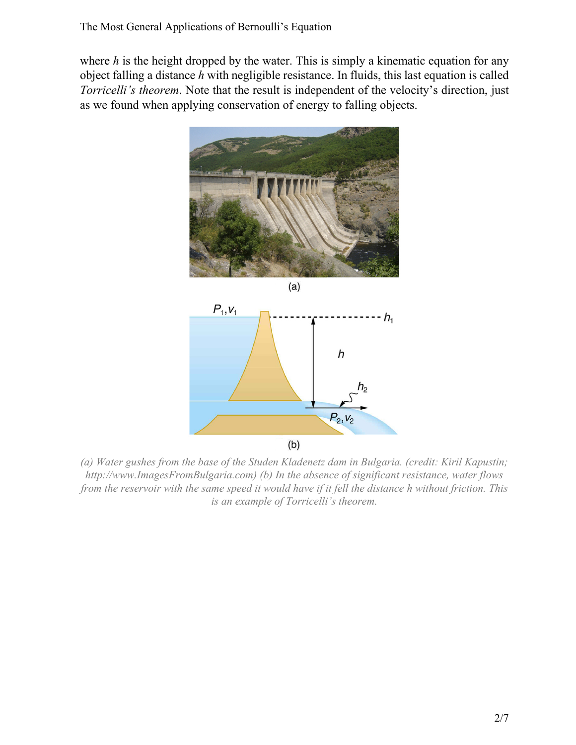where $h$ is the height dropped by the water. This is simply a kinematic equation for any object falling a distance $h$ with negligible resistance. In fluids, this last equation is called *Torricelli's theorem*. Note that the result is independent of the velocity's direction, just as we found when applying conservation of energy to falling objects.

*(a) Water gushes from the base of the Studen Kladenetz dam in Bulgaria. (credit: Kiril Kapustin; http://www.ImagesFromBulgaria.com) (b) In the absence of significant resistance, water flows from the reservoir with the same speed it would have if it fell the distance h without friction. This is an example of Torricelli's theorem.*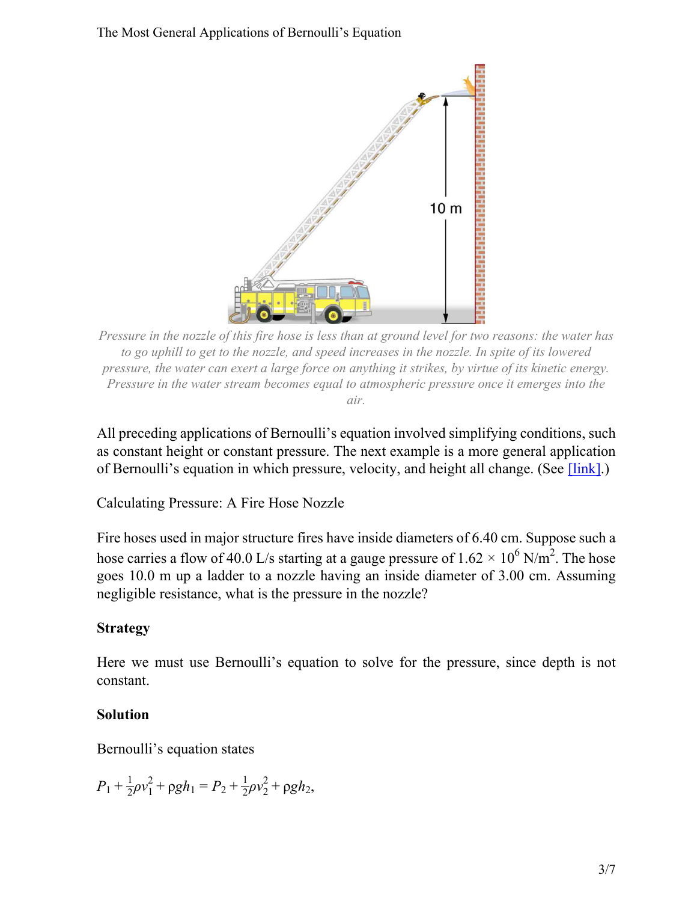The Most General Applications of Bernoulli's Equation

*Pressure in the nozzle of this fire hose is less than at ground level for two reasons: the water has to go uphill to get to the nozzle, and speed increases in the nozzle. In spite of its lowered pressure, the water can exert a large force on anything it strikes, by virtue of its kinetic energy. Pressure in the water stream becomes equal to atmospheric pressure once it emerges into the air.*

All preceding applications of Bernoulli's equation involved simplifying conditions, such as constant height or constant pressure. The next example is a more general application of Bernoulli's equation in which pressure, velocity, and height all change. (See [link].)

Calculating Pressure: A Fire Hose Nozzle

Fire hoses used in major structure fires have inside diameters of 6.40 cm. Suppose such a hose carries a flow of 40.0 L/s starting at a gauge pressure of $1.62 \times 10^6 \text{ N/m}^2$. The hose goes 10.0 m up a ladder to a nozzle having an inside diameter of 3.00 cm. Assuming negligible resistance, what is the pressure in the nozzle?

**Strategy**

Here we must use Bernoulli's equation to solve for the pressure, since depth is not constant.

**Solution**

Bernoulli's equation states

$$P_1 + \frac{1}{2}\rho v_1^2 + \rho g h_1 = P_2 + \frac{1}{2}\rho v_2^2 + \rho g h_2,$$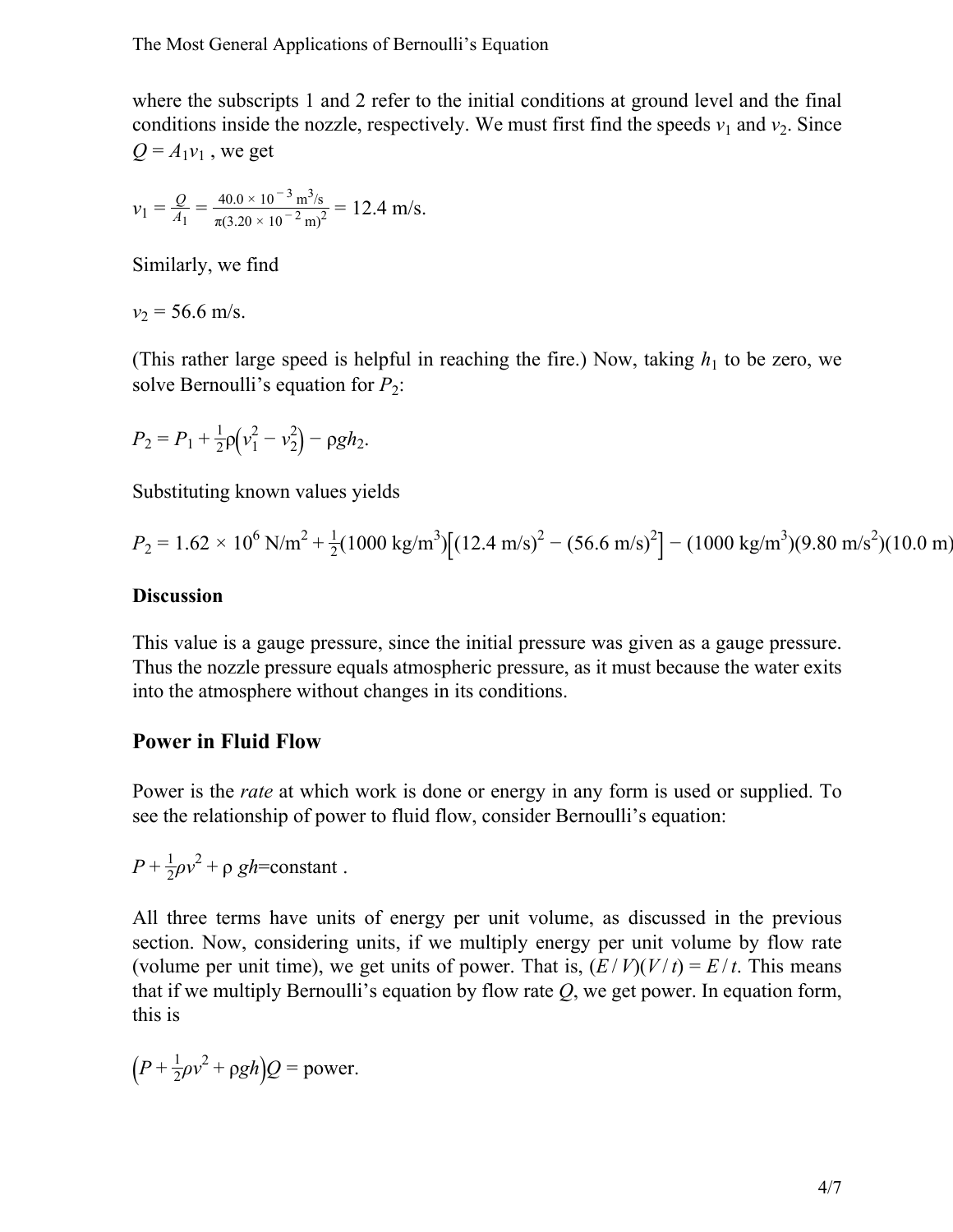where the subscripts 1 and 2 refer to the initial conditions at ground level and the final conditions inside the nozzle, respectively. We must first find the speeds $v_1$ and $v_2$. Since $Q = A_1 v_1$ , we get

$$v_1 = \frac{Q}{A_1} = \frac{40.0 \times 10^{-3}\ \text{m}^3/\text{s}}{\pi (3.20 \times 10^{-2}\ \text{m})^2} = 12.4\ \text{m/s}.$$

Similarly, we find

$v_2 = 56.6$ m/s.

(This rather large speed is helpful in reaching the fire.) Now, taking $h_1$ to be zero, we solve Bernoulli's equation for $P_2$:

$$P_2 = P_1 + \frac{1}{2}\rho\left(v_1^2 - v_2^2\right) - \rho g h_2.$$

Substituting known values yields

$$P_2 = 1.62 \times 10^6\ \text{N/m}^2 + \frac{1}{2}(1000\ \text{kg/m}^3)\left[(12.4\ \text{m/s})^2 - (56.6\ \text{m/s})^2\right] - (1000\ \text{kg/m}^3)(9.80\ \text{m/s}^2)(10.0\ \text{m})$$

**Discussion**

This value is a gauge pressure, since the initial pressure was given as a gauge pressure. Thus the nozzle pressure equals atmospheric pressure, as it must because the water exits into the atmosphere without changes in its conditions.

## Power in Fluid Flow

Power is the *rate* at which work is done or energy in any form is used or supplied. To see the relationship of power to fluid flow, consider Bernoulli's equation:

$$P + \frac{1}{2}\rho v^2 + \rho\ gh = \text{constant} .$$

All three terms have units of energy per unit volume, as discussed in the previous section. Now, considering units, if we multiply energy per unit volume by flow rate (volume per unit time), we get units of power. That is, $(E / V)(V / t) = E / t$. This means that if we multiply Bernoulli's equation by flow rate $Q$, we get power. In equation form, this is

$$\left(P + \frac{1}{2}\rho v^2 + \rho g h\right)Q = \text{power}.$$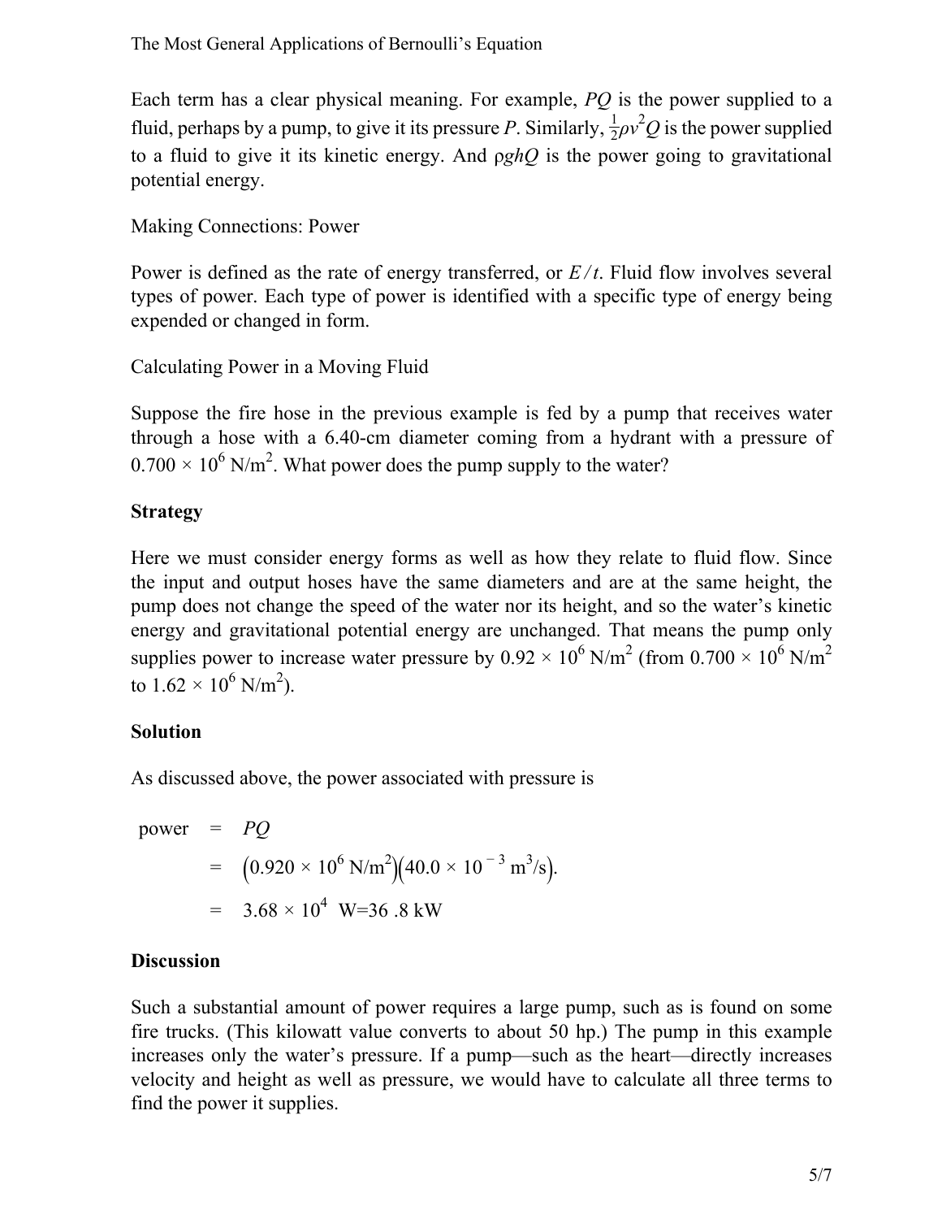Each term has a clear physical meaning. For example, $PQ$ is the power supplied to a fluid, perhaps by a pump, to give it its pressure $P$. Similarly, $\frac{1}{2}\rho v^2 Q$ is the power supplied to a fluid to give it its kinetic energy. And $\rho g h Q$ is the power going to gravitational potential energy.

Making Connections: Power

Power is defined as the rate of energy transferred, or $E/t$. Fluid flow involves several types of power. Each type of power is identified with a specific type of energy being expended or changed in form.

Calculating Power in a Moving Fluid

Suppose the fire hose in the previous example is fed by a pump that receives water through a hose with a 6.40-cm diameter coming from a hydrant with a pressure of $0.700 \times 10^6\ \text{N/m}^2$. What power does the pump supply to the water?

**Strategy**

Here we must consider energy forms as well as how they relate to fluid flow. Since the input and output hoses have the same diameters and are at the same height, the pump does not change the speed of the water nor its height, and so the water's kinetic energy and gravitational potential energy are unchanged. That means the pump only supplies power to increase water pressure by $0.92 \times 10^6\ \text{N/m}^2$ (from $0.700 \times 10^6\ \text{N/m}^2$ to $1.62 \times 10^6\ \text{N/m}^2$).

**Solution**

As discussed above, the power associated with pressure is

$$\begin{aligned}
\text{power} &= PQ \\
&= \left(0.920 \times 10^6\ \text{N/m}^2\right)\left(40.0 \times 10^{-3}\ \text{m}^3/\text{s}\right). \\
&= 3.68 \times 10^4\ \text{W} = 36.8\ \text{kW}
\end{aligned}$$

**Discussion**

Such a substantial amount of power requires a large pump, such as is found on some fire trucks. (This kilowatt value converts to about 50 hp.) The pump in this example increases only the water's pressure. If a pump—such as the heart—directly increases velocity and height as well as pressure, we would have to calculate all three terms to find the power it supplies.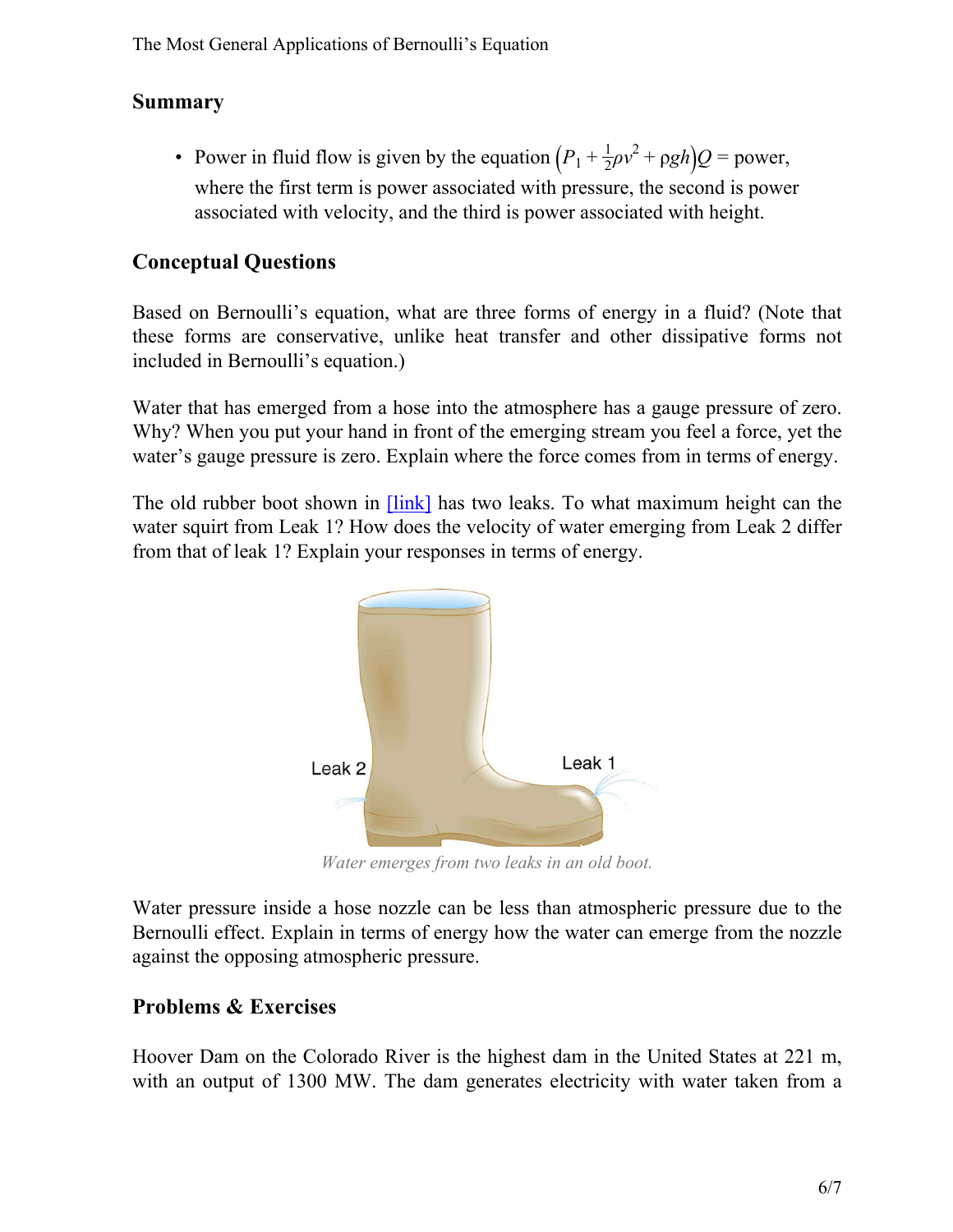## Summary

- Power in fluid flow is given by the equation $\left(P_1 + \frac{1}{2}\rho v^2 + \rho g h\right)Q = \text{power}$, where the first term is power associated with pressure, the second is power associated with velocity, and the third is power associated with height.

## Conceptual Questions

Based on Bernoulli's equation, what are three forms of energy in a fluid? (Note that these forms are conservative, unlike heat transfer and other dissipative forms not included in Bernoulli's equation.)

Water that has emerged from a hose into the atmosphere has a gauge pressure of zero. Why? When you put your hand in front of the emerging stream you feel a force, yet the water's gauge pressure is zero. Explain where the force comes from in terms of energy.

The old rubber boot shown in [link] has two leaks. To what maximum height can the water squirt from Leak 1? How does the velocity of water emerging from Leak 2 differ from that of leak 1? Explain your responses in terms of energy.

*Water emerges from two leaks in an old boot.*

Water pressure inside a hose nozzle can be less than atmospheric pressure due to the Bernoulli effect. Explain in terms of energy how the water can emerge from the nozzle against the opposing atmospheric pressure.

## Problems & Exercises

Hoover Dam on the Colorado River is the highest dam in the United States at 221 m, with an output of 1300 MW. The dam generates electricity with water taken from a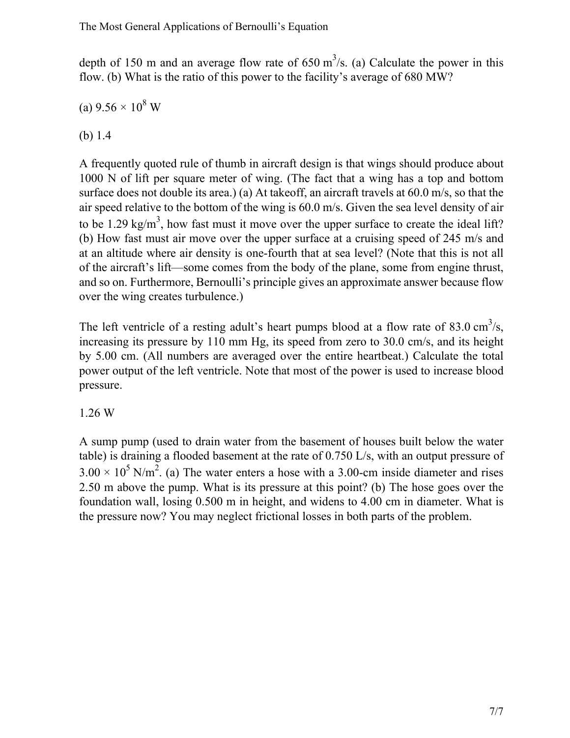depth of 150 m and an average flow rate of 650 $m^3/s$. (a) Calculate the power in this flow. (b) What is the ratio of this power to the facility's average of 680 MW?

(a) $9.56 \times 10^8$ W

(b) 1.4

A frequently quoted rule of thumb in aircraft design is that wings should produce about 1000 N of lift per square meter of wing. (The fact that a wing has a top and bottom surface does not double its area.) (a) At takeoff, an aircraft travels at 60.0 m/s, so that the air speed relative to the bottom of the wing is 60.0 m/s. Given the sea level density of air to be 1.29 $kg/m^3$, how fast must it move over the upper surface to create the ideal lift? (b) How fast must air move over the upper surface at a cruising speed of 245 m/s and at an altitude where air density is one-fourth that at sea level? (Note that this is not all of the aircraft's lift—some comes from the body of the plane, some from engine thrust, and so on. Furthermore, Bernoulli's principle gives an approximate answer because flow over the wing creates turbulence.)

The left ventricle of a resting adult's heart pumps blood at a flow rate of 83.0 $cm^3/s$, increasing its pressure by 110 mm Hg, its speed from zero to 30.0 cm/s, and its height by 5.00 cm. (All numbers are averaged over the entire heartbeat.) Calculate the total power output of the left ventricle. Note that most of the power is used to increase blood pressure.

1.26 W

A sump pump (used to drain water from the basement of houses built below the water table) is draining a flooded basement at the rate of 0.750 L/s, with an output pressure of $3.00 \times 10^5$ $N/m^2$. (a) The water enters a hose with a 3.00-cm inside diameter and rises 2.50 m above the pump. What is its pressure at this point? (b) The hose goes over the foundation wall, losing 0.500 m in height, and widens to 4.00 cm in diameter. What is the pressure now? You may neglect frictional losses in both parts of the problem.